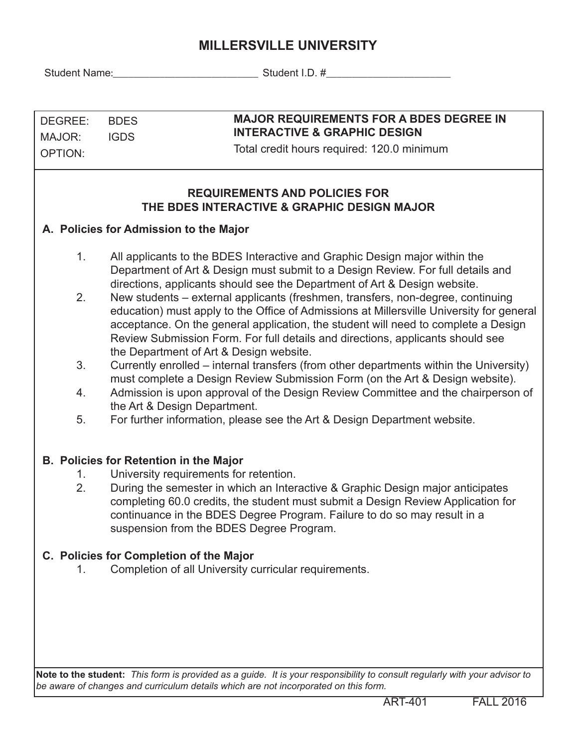# MILLERSVILLE UNIVERSITY

Student Name:_________________________ Student I.D. #______________________

| | | |
|---|---|---|
| DEGREE: | BDES | **MAJOR REQUIREMENTS FOR A BDES DEGREE IN INTERACTIVE & GRAPHIC DESIGN** |
| MAJOR: | IGDS | Total credit hours required: 120.0 minimum |
| OPTION: | | |

## REQUIREMENTS AND POLICIES FOR THE BDES INTERACTIVE & GRAPHIC DESIGN MAJOR

### A. Policies for Admission to the Major

1. All applicants to the BDES Interactive and Graphic Design major within the Department of Art & Design must submit to a Design Review. For full details and directions, applicants should see the Department of Art & Design website.
2. New students – external applicants (freshmen, transfers, non-degree, continuing education) must apply to the Office of Admissions at Millersville University for general acceptance. On the general application, the student will need to complete a Design Review Submission Form. For full details and directions, applicants should see the Department of Art & Design website.
3. Currently enrolled – internal transfers (from other departments within the University) must complete a Design Review Submission Form (on the Art & Design website).
4. Admission is upon approval of the Design Review Committee and the chairperson of the Art & Design Department.
5. For further information, please see the Art & Design Department website.

### B. Policies for Retention in the Major

1. University requirements for retention.
2. During the semester in which an Interactive & Graphic Design major anticipates completing 60.0 credits, the student must submit a Design Review Application for continuance in the BDES Degree Program. Failure to do so may result in a suspension from the BDES Degree Program.

### C. Policies for Completion of the Major

1. Completion of all University curricular requirements.

**Note to the student:** *This form is provided as a guide. It is your responsibility to consult regularly with your advisor to be aware of changes and curriculum details which are not incorporated on this form.*

ART-401 FALL 2016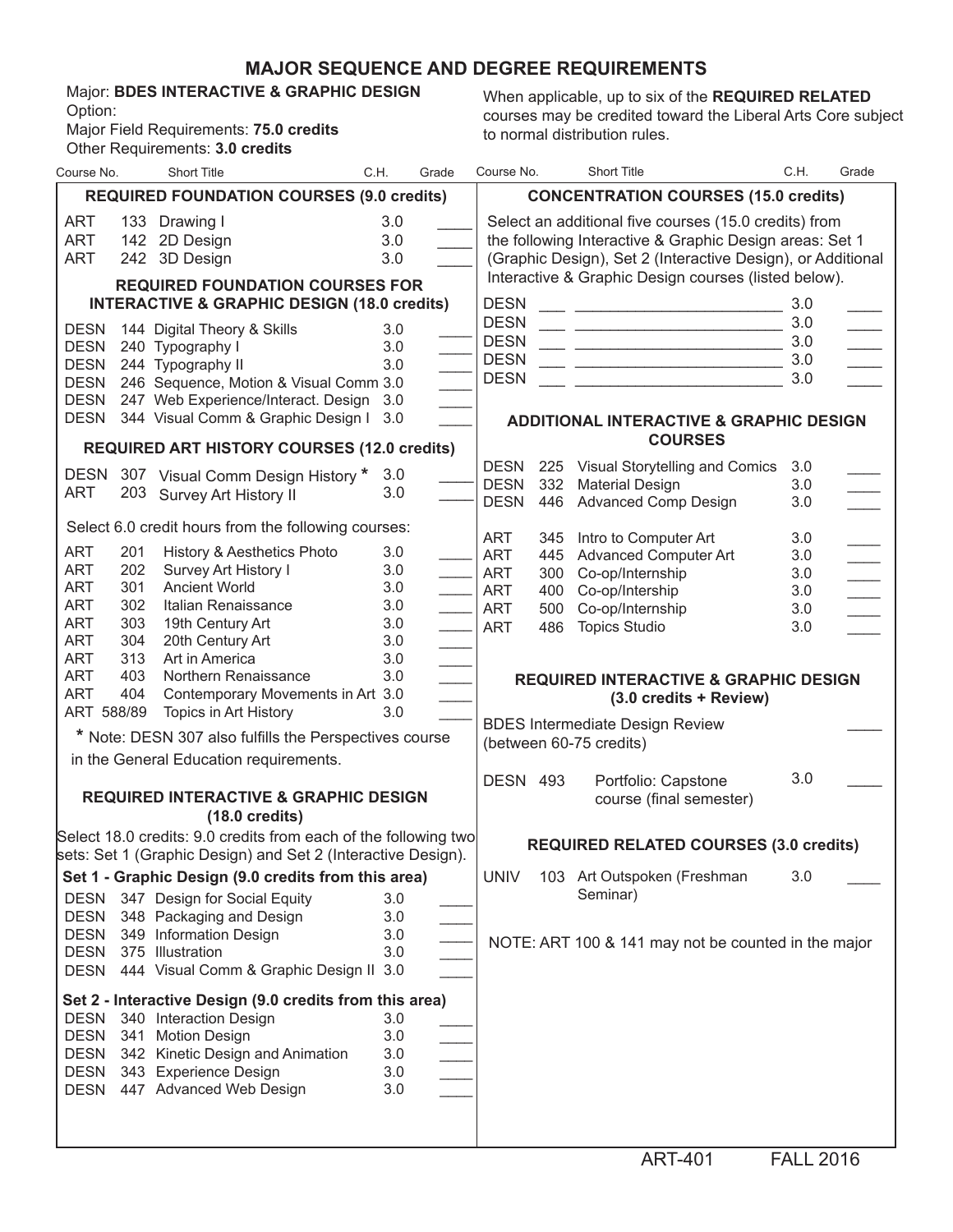# MAJOR SEQUENCE AND DEGREE REQUIREMENTS

Major: **BDES INTERACTIVE & GRAPHIC DESIGN**
Option:
Major Field Requirements: **75.0 credits**
Other Requirements: **3.0 credits**

When applicable, up to six of the **REQUIRED RELATED** courses may be credited toward the Liberal Arts Core subject to normal distribution rules.

## REQUIRED FOUNDATION COURSES (9.0 credits)

| Course No. | | Short Title | C.H. | Grade |
|---|---|---|---|---|
| ART | 133 | Drawing I | 3.0 | ____ |
| ART | 142 | 2D Design | 3.0 | ____ |
| ART | 242 | 3D Design | 3.0 | ____ |

## REQUIRED FOUNDATION COURSES FOR INTERACTIVE & GRAPHIC DESIGN (18.0 credits)

| Course No. | | Short Title | C.H. | Grade |
|---|---|---|---|---|
| DESN | 144 | Digital Theory & Skills | 3.0 | ____ |
| DESN | 240 | Typography I | 3.0 | ____ |
| DESN | 244 | Typography II | 3.0 | ____ |
| DESN | 246 | Sequence, Motion & Visual Comm | 3.0 | ____ |
| DESN | 247 | Web Experience/Interact. Design | 3.0 | ____ |
| DESN | 344 | Visual Comm & Graphic Design I | 3.0 | ____ |

## REQUIRED ART HISTORY COURSES (12.0 credits)

| Course No. | | Short Title | C.H. | Grade |
|---|---|---|---|---|
| DESN | 307 | Visual Comm Design History * | 3.0 | ____ |
| ART | 203 | Survey Art History II | 3.0 | ____ |

Select 6.0 credit hours from the following courses:

| Course No. | | Short Title | C.H. | Grade |
|---|---|---|---|---|
| ART | 201 | History & Aesthetics Photo | 3.0 | ____ |
| ART | 202 | Survey Art History I | 3.0 | ____ |
| ART | 301 | Ancient World | 3.0 | ____ |
| ART | 302 | Italian Renaissance | 3.0 | ____ |
| ART | 303 | 19th Century Art | 3.0 | ____ |
| ART | 304 | 20th Century Art | 3.0 | ____ |
| ART | 313 | Art in America | 3.0 | ____ |
| ART | 403 | Northern Renaissance | 3.0 | ____ |
| ART | 404 | Contemporary Movements in Art | 3.0 | ____ |
| ART | 588/89 | Topics in Art History | 3.0 | |

\* Note: DESN 307 also fulfills the Perspectives course in the General Education requirements.

## REQUIRED INTERACTIVE & GRAPHIC DESIGN (18.0 credits)

Select 18.0 credits: 9.0 credits from each of the following two sets: Set 1 (Graphic Design) and Set 2 (Interactive Design).

### Set 1 - Graphic Design (9.0 credits from this area)

| Course No. | | Short Title | C.H. | Grade |
|---|---|---|---|---|
| DESN | 347 | Design for Social Equity | 3.0 | ____ |
| DESN | 348 | Packaging and Design | 3.0 | ____ |
| DESN | 349 | Information Design | 3.0 | ____ |
| DESN | 375 | Illustration | 3.0 | ____ |
| DESN | 444 | Visual Comm & Graphic Design II | 3.0 | ____ |

### Set 2 - Interactive Design (9.0 credits from this area)

| Course No. | | Short Title | C.H. | Grade |
|---|---|---|---|---|
| DESN | 340 | Interaction Design | 3.0 | ____ |
| DESN | 341 | Motion Design | 3.0 | ____ |
| DESN | 342 | Kinetic Design and Animation | 3.0 | ____ |
| DESN | 343 | Experience Design | 3.0 | ____ |
| DESN | 447 | Advanced Web Design | 3.0 | ____ |

## CONCENTRATION COURSES (15.0 credits)

Select an additional five courses (15.0 credits) from the following Interactive & Graphic Design areas: Set 1 (Graphic Design), Set 2 (Interactive Design), or Additional Interactive & Graphic Design courses (listed below).

| Course No. | | Short Title | C.H. | Grade |
|---|---|---|---|---|
| DESN | ___ | ________________________ | 3.0 | ____ |
| DESN | ___ | ________________________ | 3.0 | ____ |
| DESN | ___ | ________________________ | 3.0 | ____ |
| DESN | ___ | ________________________ | 3.0 | ____ |
| DESN | ___ | ________________________ | 3.0 | ____ |

## ADDITIONAL INTERACTIVE & GRAPHIC DESIGN COURSES

| Course No. | | Short Title | C.H. | Grade |
|---|---|---|---|---|
| DESN | 225 | Visual Storytelling and Comics | 3.0 | ____ |
| DESN | 332 | Material Design | 3.0 | ____ |
| DESN | 446 | Advanced Comp Design | 3.0 | ____ |
| ART | 345 | Intro to Computer Art | 3.0 | ____ |
| ART | 445 | Advanced Computer Art | 3.0 | ____ |
| ART | 300 | Co-op/Internship | 3.0 | ____ |
| ART | 400 | Co-op/Intership | 3.0 | ____ |
| ART | 500 | Co-op/Internship | 3.0 | ____ |
| ART | 486 | Topics Studio | 3.0 | ____ |

## REQUIRED INTERACTIVE & GRAPHIC DESIGN (3.0 credits + Review)

BDES Intermediate Design Review (between 60-75 credits) ____

| Course No. | | Short Title | C.H. | Grade |
|---|---|---|---|---|
| DESN | 493 | Portfolio: Capstone course (final semester) | 3.0 | ____ |

## REQUIRED RELATED COURSES (3.0 credits)

| Course No. | | Short Title | C.H. | Grade |
|---|---|---|---|---|
| UNIV | 103 | Art Outspoken (Freshman Seminar) | 3.0 | ____ |

NOTE: ART 100 & 141 may not be counted in the major

ART-401 FALL 2016